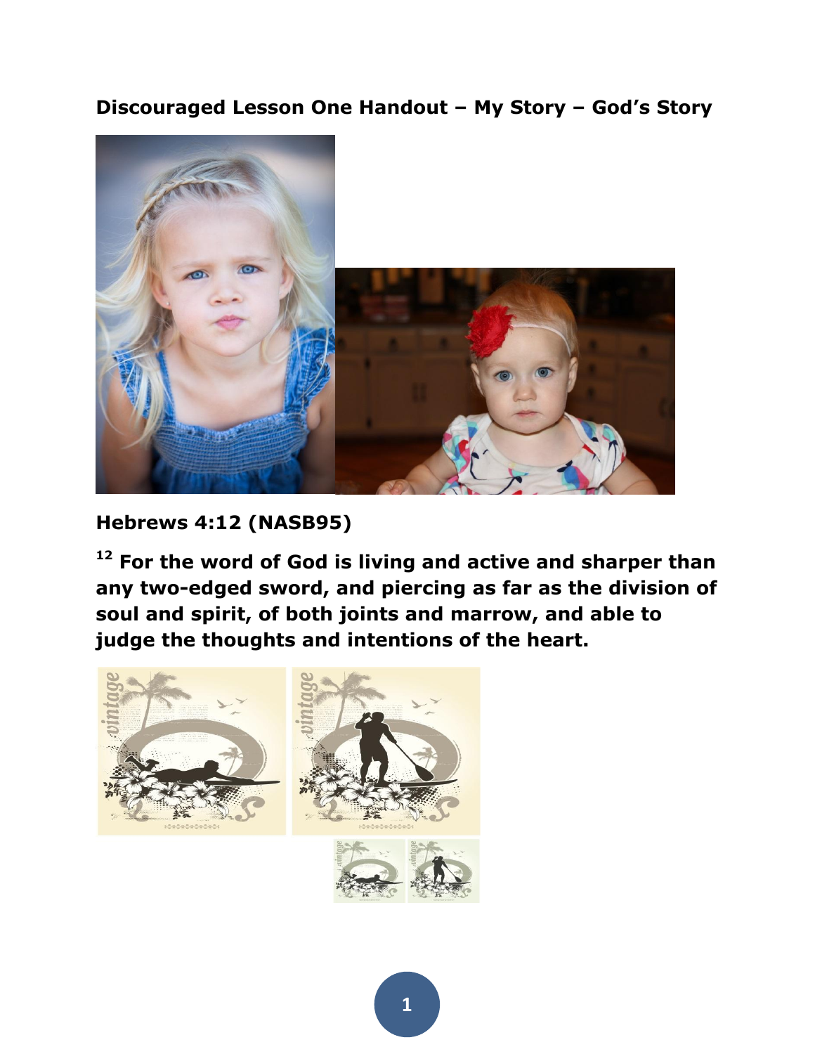**Discouraged Lesson One Handout – My Story – God's Story**

**Hebrews 4:12 (NASB95)**

**[12] For the word of God is living and active and sharper than any two-edged sword, and piercing as far as the division of soul and spirit, of both joints and marrow, and able to judge the thoughts and intentions of the heart.**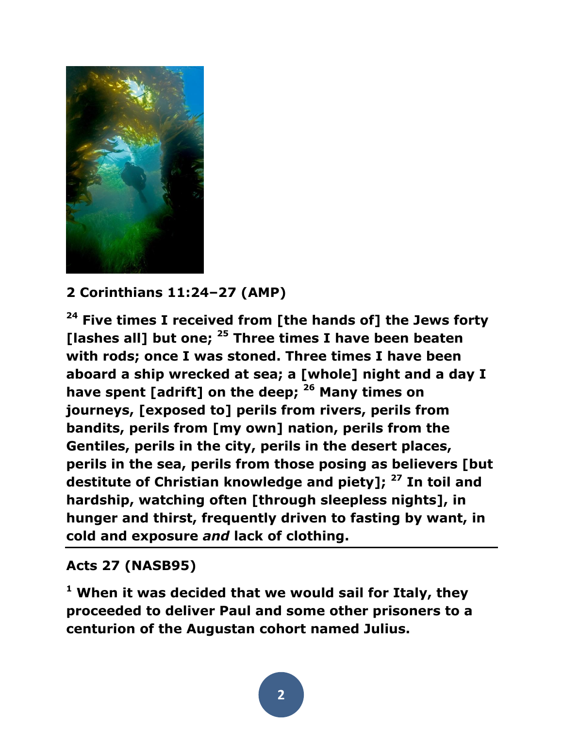**2 Corinthians 11:24–27 (AMP)**

**[24] Five times I received from [the hands of] the Jews forty [lashes all] but one; [25] Three times I have been beaten with rods; once I was stoned. Three times I have been aboard a ship wrecked at sea; a [whole] night and a day I have spent [adrift] on the deep; [26] Many times on journeys, [exposed to] perils from rivers, perils from bandits, perils from [my own] nation, perils from the Gentiles, perils in the city, perils in the desert places, perils in the sea, perils from those posing as believers [but destitute of Christian knowledge and piety]; [27] In toil and hardship, watching often [through sleepless nights], in hunger and thirst, frequently driven to fasting by want, in cold and exposure *and* lack of clothing.**

---

**Acts 27 (NASB95)**

**[1] When it was decided that we would sail for Italy, they proceeded to deliver Paul and some other prisoners to a centurion of the Augustan cohort named Julius.**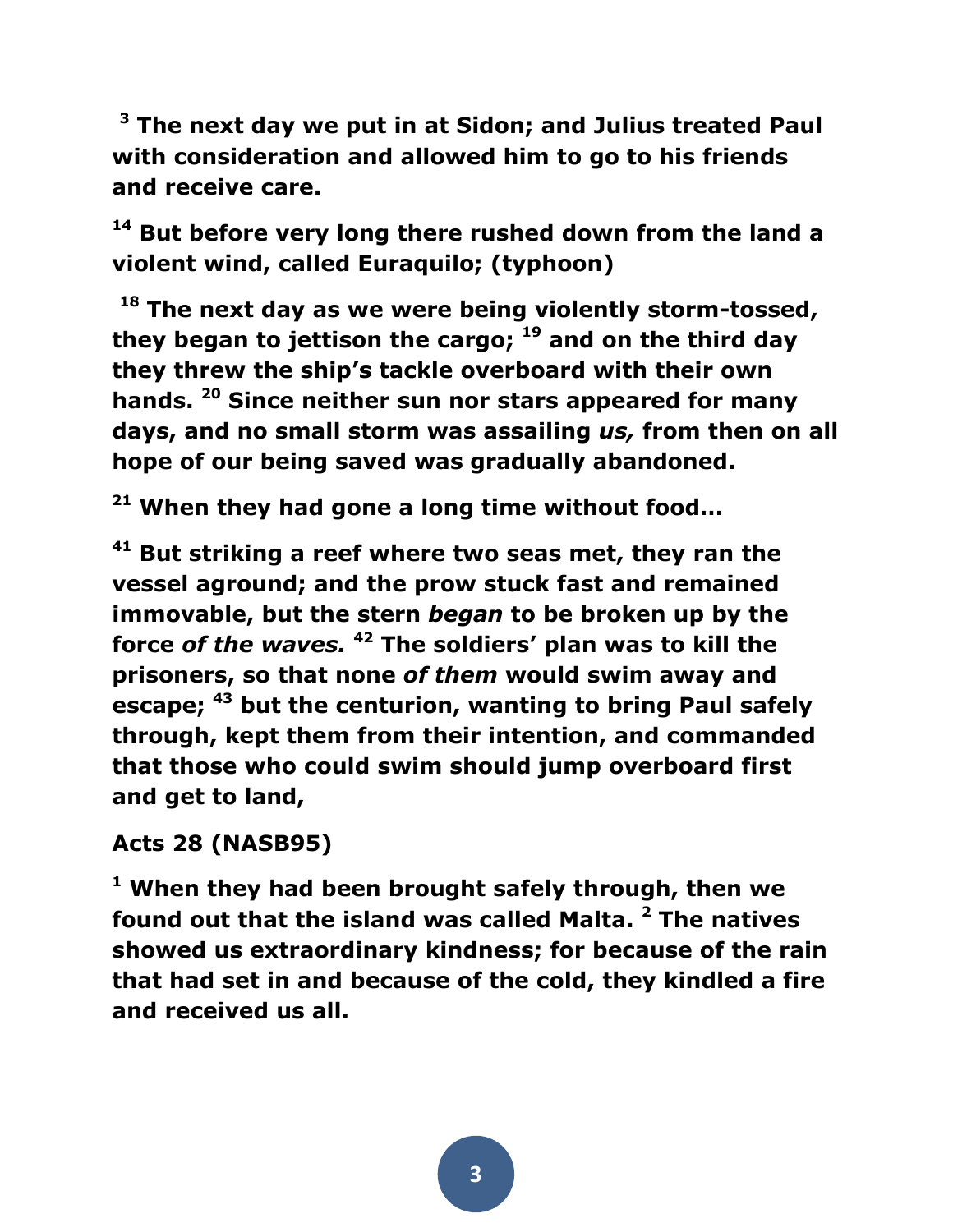**[3] The next day we put in at Sidon; and Julius treated Paul with consideration and allowed him to go to his friends and receive care.**

**[14] But before very long there rushed down from the land a violent wind, called Euraquilo; (typhoon)**

**[18] The next day as we were being violently storm-tossed, they began to jettison the cargo; [19] and on the third day they threw the ship's tackle overboard with their own hands. [20] Since neither sun nor stars appeared for many days, and no small storm was assailing *us,* from then on all hope of our being saved was gradually abandoned.**

**[21] When they had gone a long time without food…**

**[41] But striking a reef where two seas met, they ran the vessel aground; and the prow stuck fast and remained immovable, but the stern *began* to be broken up by the force *of the waves.* [42] The soldiers' plan was to kill the prisoners, so that none *of them* would swim away and escape; [43] but the centurion, wanting to bring Paul safely through, kept them from their intention, and commanded that those who could swim should jump overboard first and get to land,**

**Acts 28 (NASB95)**

**[1] When they had been brought safely through, then we found out that the island was called Malta. [2] The natives showed us extraordinary kindness; for because of the rain that had set in and because of the cold, they kindled a fire and received us all.**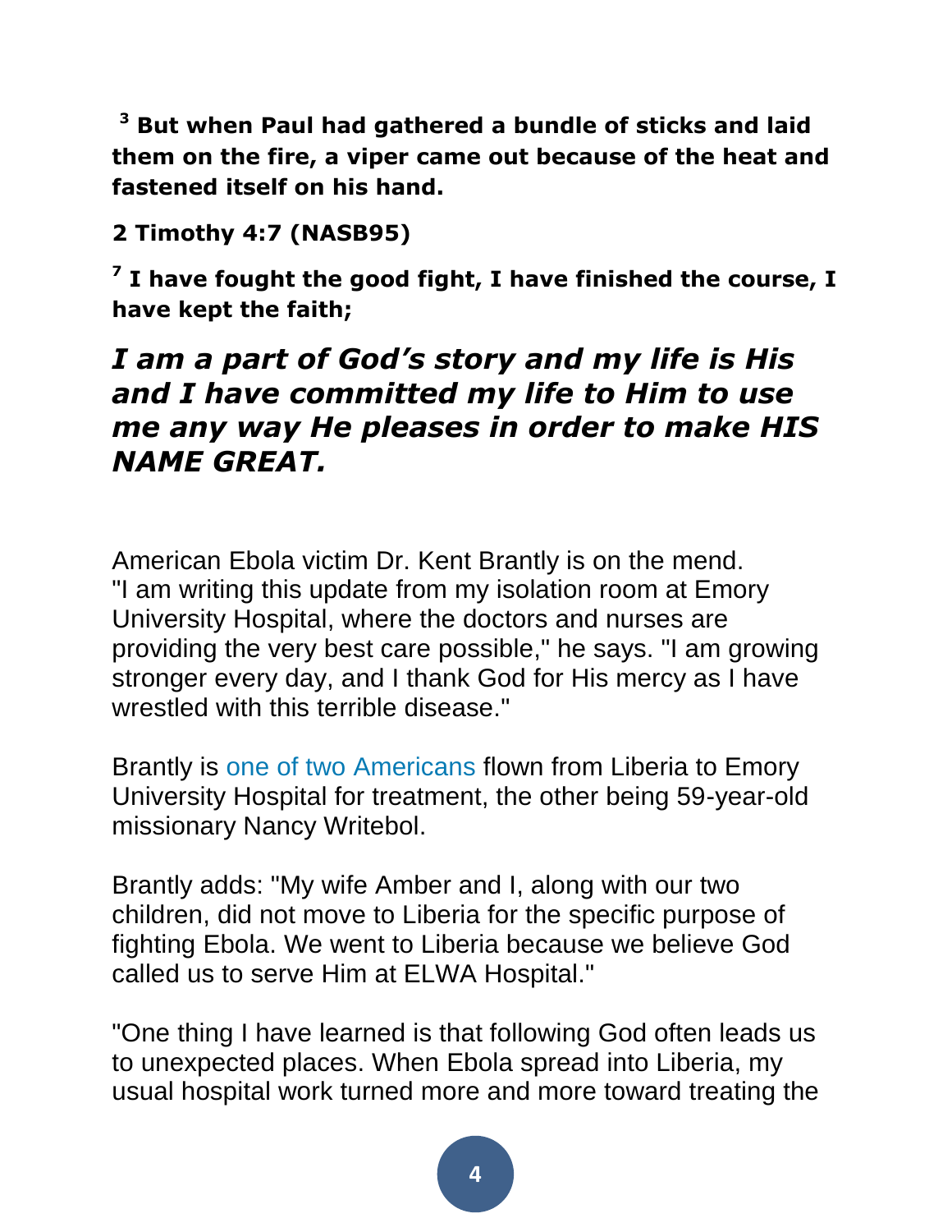**3 But when Paul had gathered a bundle of sticks and laid them on the fire, a viper came out because of the heat and fastened itself on his hand.**

**2 Timothy 4:7 (NASB95)**

**7 I have fought the good fight, I have finished the course, I have kept the faith;**

***I am a part of God's story and my life is His and I have committed my life to Him to use me any way He pleases in order to make HIS NAME GREAT.***

American Ebola victim Dr. Kent Brantly is on the mend. "I am writing this update from my isolation room at Emory University Hospital, where the doctors and nurses are providing the very best care possible," he says. "I am growing stronger every day, and I thank God for His mercy as I have wrestled with this terrible disease."

Brantly is one of two Americans flown from Liberia to Emory University Hospital for treatment, the other being 59-year-old missionary Nancy Writebol.

Brantly adds: "My wife Amber and I, along with our two children, did not move to Liberia for the specific purpose of fighting Ebola. We went to Liberia because we believe God called us to serve Him at ELWA Hospital."

"One thing I have learned is that following God often leads us to unexpected places. When Ebola spread into Liberia, my usual hospital work turned more and more toward treating the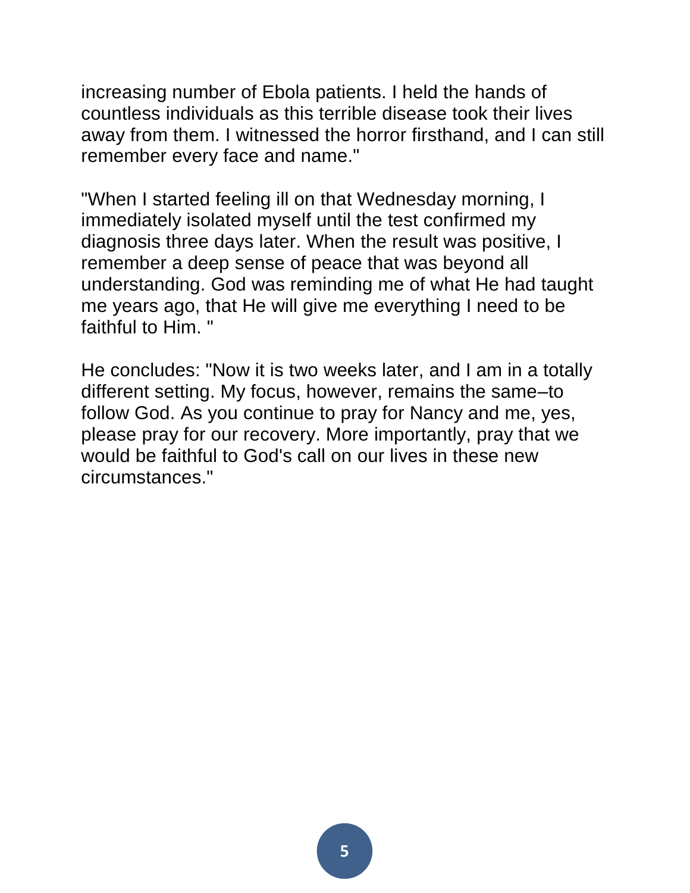increasing number of Ebola patients. I held the hands of countless individuals as this terrible disease took their lives away from them. I witnessed the horror firsthand, and I can still remember every face and name."

"When I started feeling ill on that Wednesday morning, I immediately isolated myself until the test confirmed my diagnosis three days later. When the result was positive, I remember a deep sense of peace that was beyond all understanding. God was reminding me of what He had taught me years ago, that He will give me everything I need to be faithful to Him. "

He concludes: "Now it is two weeks later, and I am in a totally different setting. My focus, however, remains the same–to follow God. As you continue to pray for Nancy and me, yes, please pray for our recovery. More importantly, pray that we would be faithful to God's call on our lives in these new circumstances."